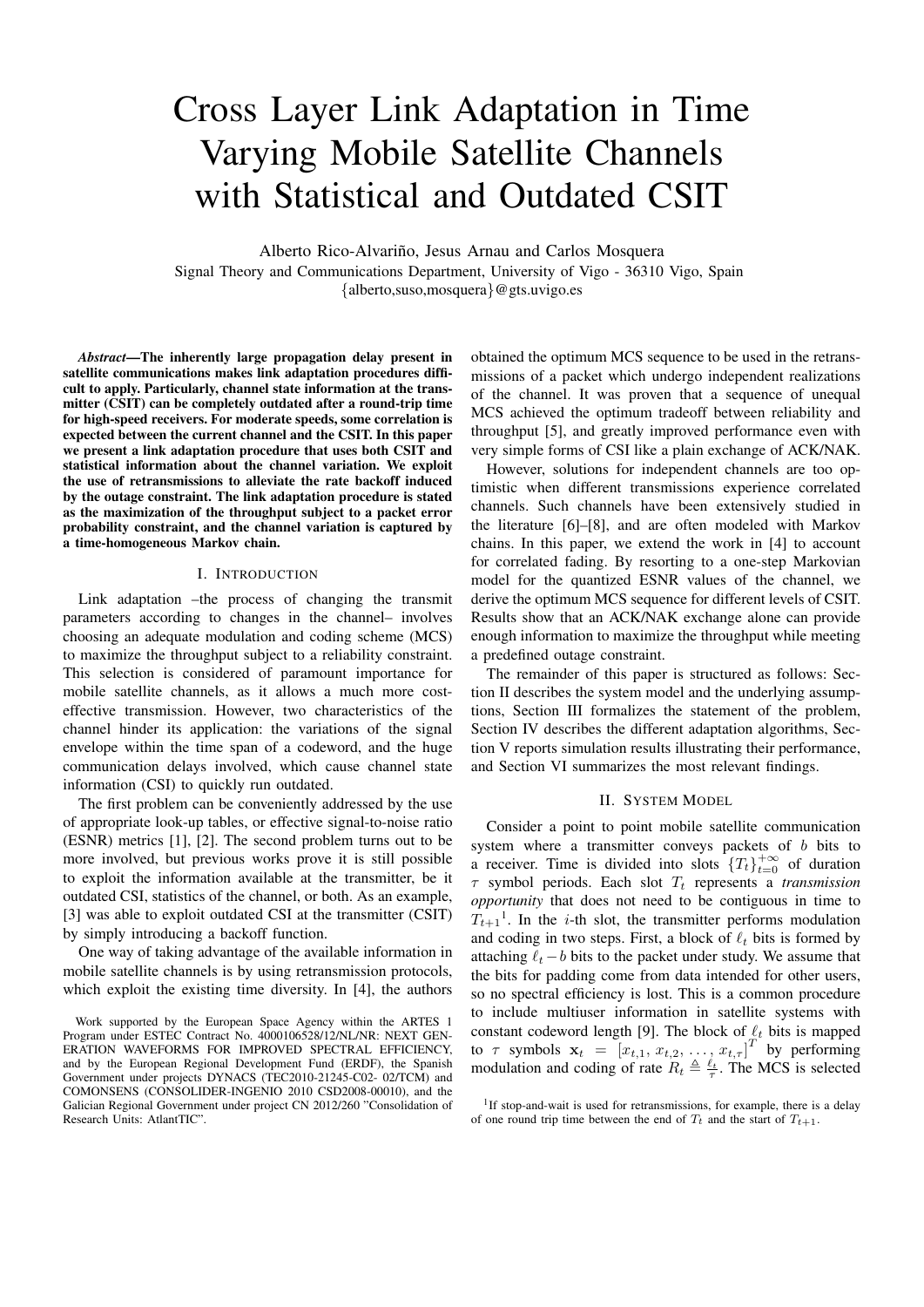# Cross Layer Link Adaptation in Time Varying Mobile Satellite Channels with Statistical and Outdated CSIT

Alberto Rico-Alvariño, Jesus Arnau and Carlos Mosquera

Signal Theory and Communications Department, University of Vigo - 36310 Vigo, Spain

{alberto,suso,mosquera}@gts.uvigo.es

***Abstract*—The inherently large propagation delay present in satellite communications makes link adaptation procedures difficult to apply. Particularly, channel state information at the transmitter (CSIT) can be completely outdated after a round-trip time for high-speed receivers. For moderate speeds, some correlation is expected between the current channel and the CSIT. In this paper we present a link adaptation procedure that uses both CSIT and statistical information about the channel variation. We exploit the use of retransmissions to alleviate the rate backoff induced by the outage constraint. The link adaptation procedure is stated as the maximization of the throughput subject to a packet error probability constraint, and the channel variation is captured by a time-homogeneous Markov chain.**

## I. Introduction

Link adaptation –the process of changing the transmit parameters according to changes in the channel– involves choosing an adequate modulation and coding scheme (MCS) to maximize the throughput subject to a reliability constraint. This selection is considered of paramount importance for mobile satellite channels, as it allows a much more cost-effective transmission. However, two characteristics of the channel hinder its application: the variations of the signal envelope within the time span of a codeword, and the huge communication delays involved, which cause channel state information (CSI) to quickly run outdated.

The first problem can be conveniently addressed by the use of appropriate look-up tables, or effective signal-to-noise ratio (ESNR) metrics [1], [2]. The second problem turns out to be more involved, but previous works prove it is still possible to exploit the information available at the transmitter, be it outdated CSI, statistics of the channel, or both. As an example, [3] was able to exploit outdated CSI at the transmitter (CSIT) by simply introducing a backoff function.

One way of taking advantage of the available information in mobile satellite channels is by using retransmission protocols, which exploit the existing time diversity. In [4], the authors obtained the optimum MCS sequence to be used in the retransmissions of a packet which undergo independent realizations of the channel. It was proven that a sequence of unequal MCS achieved the optimum tradeoff between reliability and throughput [5], and greatly improved performance even with very simple forms of CSI like a plain exchange of ACK/NAK.

However, solutions for independent channels are too optimistic when different transmissions experience correlated channels. Such channels have been extensively studied in the literature [6]–[8], and are often modeled with Markov chains. In this paper, we extend the work in [4] to account for correlated fading. By resorting to a one-step Markovian model for the quantized ESNR values of the channel, we derive the optimum MCS sequence for different levels of CSIT. Results show that an ACK/NAK exchange alone can provide enough information to maximize the throughput while meeting a predefined outage constraint.

The remainder of this paper is structured as follows: Section II describes the system model and the underlying assumptions, Section III formalizes the statement of the problem, Section IV describes the different adaptation algorithms, Section V reports simulation results illustrating their performance, and Section VI summarizes the most relevant findings.

## II. System Model

Consider a point to point mobile satellite communication system where a transmitter conveys packets of $b$ bits to a receiver. Time is divided into slots $\{T_t\}_{t=0}^{+\infty}$ of duration $\tau$ symbol periods. Each slot $T_t$ represents a *transmission opportunity* that does not need to be contiguous in time to $T_{t+1}$[1]. In the $i$-th slot, the transmitter performs modulation and coding in two steps. First, a block of $\ell_t$ bits is formed by attaching $\ell_t - b$ bits to the packet under study. We assume that the bits for padding come from data intended for other users, so no spectral efficiency is lost. This is a common procedure to include multiuser information in satellite systems with constant codeword length [9]. The block of $\ell_t$ bits is mapped to $\tau$ symbols $\mathbf{x}_t = [x_{t,1}, x_{t,2}, \ldots, x_{t,\tau}]^T$ by performing modulation and coding of rate $R_t \triangleq \frac{\ell_t}{\tau}$. The MCS is selected

Work supported by the European Space Agency within the ARTES 1 Program under ESTEC Contract No. 4000106528/12/NL/NR: NEXT GENERATION WAVEFORMS FOR IMPROVED SPECTRAL EFFICIENCY, and by the European Regional Development Fund (ERDF), the Spanish Government under projects DYNACS (TEC2010-21245-C02- 02/TCM) and COMONSENS (CONSOLIDER-INGENIO 2010 CSD2008-00010), and the Galician Regional Government under project CN 2012/260 "Consolidation of Research Units: AtlantTIC".

[1] If stop-and-wait is used for retransmissions, for example, there is a delay of one round trip time between the end of $T_t$ and the start of $T_{t+1}$.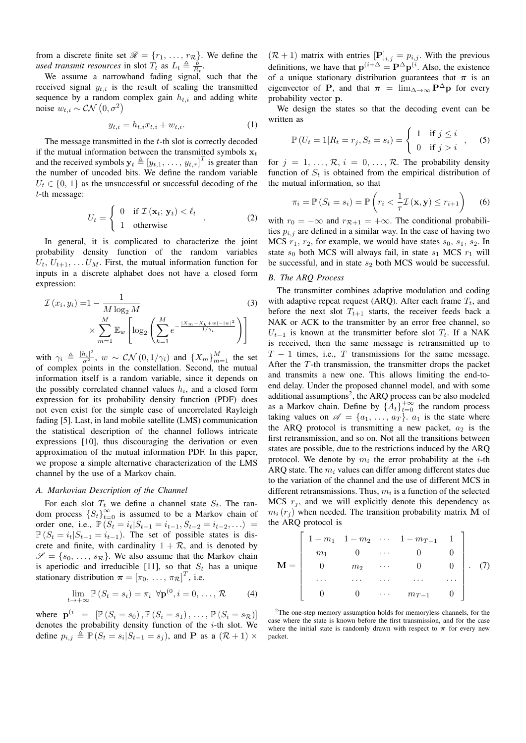from a discrete finite set $\mathscr{R} = \{r_1, \ldots, r_{\mathcal{R}}\}$. We define the *used transmit resources* in slot $T_t$ as $L_t \triangleq \frac{b}{R_t}$.

We assume a narrowband fading signal, such that the received signal $y_{t,i}$ is the result of scaling the transmitted sequence by a random complex gain $h_{t,i}$ and adding white noise $w_{t,i} \sim \mathcal{CN}\left(0, \sigma^2\right)$

$$y_{t,i} = h_{t,i} x_{t,i} + w_{t,i}. \tag{1}$$

The message transmitted in the $t$-th slot is correctly decoded if the mutual information between the transmitted symbols $\mathbf{x}_t$ and the received symbols $\mathbf{y}_t \triangleq \left[y_{t,1}, \ldots, y_{t,\tau}\right]^T$ is greater than the number of uncoded bits. We define the random variable $U_t \in \{0, 1\}$ as the unsuccessful or successful decoding of the $t$-th message:

$$U_t = \left\{ \begin{array}{ll} 0 & \text{if } \mathcal{I}\left(\mathbf{x}_t; \mathbf{y}_t\right) < \ell_t \\ 1 & \text{otherwise} \end{array} \right. . \tag{2}$$

In general, it is complicated to characterize the joint probability density function of the random variables $U_t, U_{t+1}, \ldots U_M$. First, the mutual information function for inputs in a discrete alphabet does not have a closed form expression:

$$\begin{aligned} \mathcal{I}\left(x_i, y_i\right) = & 1 - \frac{1}{M \log_2 M} \\ & \times \sum_{m=1}^{M} \mathbb{E}_w \left[ \log_2 \left( \sum_{k=1}^{M} e^{-\frac{\left|X_m - X_k + w\right| - |w|^2}{1/\gamma_i}} \right) \right] \end{aligned} \tag{3}$$

with $\gamma_i \triangleq \frac{|h_i|^2}{\sigma^2}$, $w \sim \mathcal{CN}\left(0, 1/\gamma_i\right)$ and $\left\{X_m\right\}_{m=1}^{M}$ the set of complex points in the constellation. Second, the mutual information itself is a random variable, since it depends on the possibly correlated channel values $h_i$, and a closed form expression for its probability density function (PDF) does not even exist for the simple case of uncorrelated Rayleigh fading [5]. Last, in land mobile satellite (LMS) communication the statistical description of the channel follows intricate expressions [10], thus discouraging the derivation or even approximation of the mutual information PDF. In this paper, we propose a simple alternative characterization of the LMS channel by the use of a Markov chain.

### A. Markovian Description of the Channel

For each slot $T_t$ we define a channel state $S_t$. The random process $\{S_t\}_{t=0}^{\infty}$ is assumed to be a Markov chain of order one, i.e., $\mathbb{P}\left(S_t = i_t | S_{t-1} = i_{t-1}, S_{t-2} = i_{t-2}, \ldots\right) = \mathbb{P}\left(S_t = i_t | S_{t-1} = i_{t-1}\right)$. The set of possible states is discrete and finite, with cardinality $1 + \mathcal{R}$, and is denoted by $\mathscr{S} = \{s_0, \ldots, s_{\mathcal{R}}\}$. We also assume that the Markov chain is aperiodic and irreducible [11], so that $S_t$ has a unique stationary distribution $\boldsymbol{\pi} = \left[\pi_0, \ldots, \pi_{\mathcal{R}}\right]^T$, i.e.

$$\lim_{t \to +\infty} \mathbb{P}\left(S_t = s_i\right) = \pi_i \;\; \forall \mathbf{p}^{(0}, i = 0, \ldots, \mathcal{R} \tag{4}$$

where $\mathbf{p}^{(i} = \left[\mathbb{P}\left(S_i = s_0\right), \mathbb{P}\left(S_i = s_1\right), \ldots, \mathbb{P}\left(S_i = s_{\mathcal{R}}\right)\right]$ denotes the probability density function of the $i$-th slot. We define $p_{i,j} \triangleq \mathbb{P}\left(S_t = s_i | S_{t-1} = s_j\right)$, and $\mathbf{P}$ as a $(\mathcal{R}+1) \times (\mathcal{R}+1)$ matrix with entries $\left[\mathbf{P}\right]_{i,j} = p_{i,j}$. With the previous definitions, we have that $\mathbf{p}^{(i+\Delta} = \mathbf{P}^{\Delta} \mathbf{p}^{(i}$. Also, the existence of a unique stationary distribution guarantees that $\boldsymbol{\pi}$ is an eigenvector of $\mathbf{P}$, and that $\boldsymbol{\pi} = \lim_{\Delta \to \infty} \mathbf{P}^{\Delta} \mathbf{p}$ for every probability vector $\mathbf{p}$.

We design the states so that the decoding event can be written as

$$\mathbb{P}\left(U_t = 1 | R_t = r_j, S_t = s_i\right) = \left\{ \begin{array}{ll} 1 & \text{if } j \leq i \\ 0 & \text{if } j > i \end{array} \right. , \tag{5}$$

for $j = 1, \ldots, \mathcal{R}$, $i = 0, \ldots, \mathcal{R}$. The probability density function of $S_t$ is obtained from the empirical distribution of the mutual information, so that

$$\pi_i = \mathbb{P}\left(S_t = s_i\right) = \mathbb{P}\left(r_i < \frac{1}{\tau} \mathcal{I}\left(\mathbf{x}, \mathbf{y}\right) \leq r_{i+1}\right) \tag{6}$$

with $r_0 = -\infty$ and $r_{\mathcal{R}+1} = +\infty$. The conditional probabilities $p_{i,j}$ are defined in a similar way. In the case of having two MCS $r_1$, $r_2$, for example, we would have states $s_0$, $s_1$, $s_2$. In state $s_0$ both MCS will always fail, in state $s_1$ MCS $r_1$ will be successful, and in state $s_2$ both MCS would be successful.

### B. The ARQ Process

The transmitter combines adaptive modulation and coding with adaptive repeat request (ARQ). After each frame $T_t$, and before the next slot $T_{t+1}$ starts, the receiver feeds back a NAK or ACK to the transmitter by an error free channel, so $U_{t-1}$ is known at the transmitter before slot $T_t$. If a NAK is received, then the same message is retransmitted up to $T-1$ times, i.e., $T$ transmissions for the same message. After the $T$-th transmission, the transmitter drops the packet and transmits a new one. This allows limiting the end-to-end delay. Under the proposed channel model, and with some additional assumptions[2], the ARQ process can be also modeled as a Markov chain. Define by $\{A_t\}_{t=0}^{+\infty}$ the random process taking values on $\mathscr{A} = \{a_1, \ldots, a_T\}$. $a_1$ is the state where the ARQ protocol is transmitting a new packet, $a_2$ is the first retransmission, and so on. Not all the transitions between states are possible, due to the restrictions induced by the ARQ protocol. We denote by $m_i$ the error probability at the $i$-th ARQ state. The $m_i$ values can differ among different states due to the variation of the channel and the use of different MCS in different retransmissions. Thus, $m_i$ is a function of the selected MCS $r_j$, and we will explicitly denote this dependency as $m_i\left(r_j\right)$ when needed. The transition probability matrix $\mathbf{M}$ of the ARQ protocol is

$$\mathbf{M} = \left[ \begin{array}{ccccc} 1 - m_1 & 1 - m_2 & \cdots & 1 - m_{T-1} & 1 \\ m_1 & 0 & \cdots & 0 & 0 \\ 0 & m_2 & \cdots & 0 & 0 \\ \cdots & \cdots & \cdots & \cdots & \cdots \\ 0 & 0 & \cdots & m_{T-1} & 0 \end{array} \right]. \tag{7}$$

[2]The one-step memory assumption holds for memoryless channels, for the case where the state is known before the first transmission, and for the case where the initial state is randomly drawn with respect to $\boldsymbol{\pi}$ for every new packet.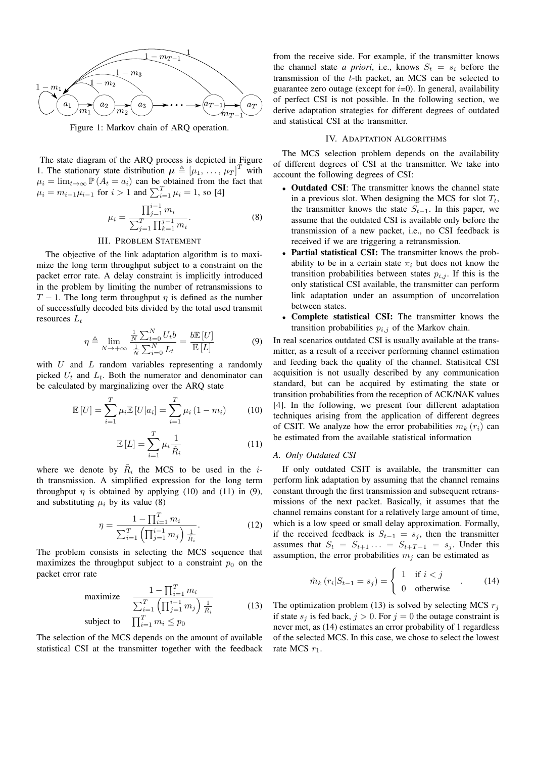Figure 1: Markov chain of ARQ operation.

The state diagram of the ARQ process is depicted in Figure 1. The stationary state distribution $\boldsymbol{\mu} \triangleq [\mu_1, \ldots, \mu_T]^T$ with $\mu_i = \lim_{t\to\infty} \mathbb{P}(A_t = a_i)$ can be obtained from the fact that $\mu_i = m_{i-1}\mu_{i-1}$ for $i > 1$ and $\sum_{i=1}^{T} \mu_i = 1$, so [4]

$$\mu_i = \frac{\prod_{j=1}^{i-1} m_i}{\sum_{j=1}^{T} \prod_{k=1}^{j-1} m_i}. \tag{8}$$

## III. Problem Statement

The objective of the link adaptation algorithm is to maximize the long term throughput subject to a constraint on the packet error rate. A delay constraint is implicitly introduced in the problem by limiting the number of retransmissions to $T-1$. The long term throughput $\eta$ is defined as the number of successfully decoded bits divided by the total used transmit resources $L_t$

$$\eta \triangleq \lim_{N\to+\infty} \frac{\frac{1}{N}\sum_{t=0}^{N} U_t b}{\frac{1}{N}\sum_{i=0}^{N} L_t} = \frac{b\mathbb{E}[U]}{\mathbb{E}[L]} \tag{9}$$

with $U$ and $L$ random variables representing a randomly picked $U_t$ and $L_t$. Both the numerator and denominator can be calculated by marginalizing over the ARQ state

$$\mathbb{E}[U] = \sum_{i=1}^{T} \mu_i \mathbb{E}[U|a_i] = \sum_{i=1}^{T} \mu_i (1 - m_i) \tag{10}$$

$$\mathbb{E}[L] = \sum_{i=1}^{T} \mu_i \frac{1}{\tilde{R}_i} \tag{11}$$

where we denote by $\tilde{R}_i$ the MCS to be used in the $i$-th transmission. A simplified expression for the long term throughput $\eta$ is obtained by applying (10) and (11) in (9), and substituting $\mu_i$ by its value (8)

$$\eta = \frac{1 - \prod_{i=1}^{T} m_i}{\sum_{i=1}^{T} \left(\prod_{j=1}^{i-1} m_j\right) \frac{1}{\tilde{R}_i}}. \tag{12}$$

The problem consists in selecting the MCS sequence that maximizes the throughput subject to a constraint $p_0$ on the packet error rate

$$\begin{aligned} \text{maximize} \quad & \frac{1 - \prod_{i=1}^{T} m_i}{\sum_{i=1}^{T} \left(\prod_{j=1}^{i-1} m_j\right) \frac{1}{\tilde{R}_i}} \\ \text{subject to} \quad & \prod_{i=1}^{T} m_i \leq p_0 \end{aligned} \tag{13}$$

The selection of the MCS depends on the amount of available statistical CSI at the transmitter together with the feedback from the receive side. For example, if the transmitter knows the channel state *a priori*, i.e., knows $S_t = s_i$ before the transmission of the $t$-th packet, an MCS can be selected to guarantee zero outage (except for $i$=0). In general, availability of perfect CSI is not possible. In the following section, we derive adaptation strategies for different degrees of outdated and statistical CSI at the transmitter.

## IV. Adaptation Algorithms

The MCS selection problem depends on the availability of different degrees of CSI at the transmitter. We take into account the following degrees of CSI:

- **Outdated CSI**: The transmitter knows the channel state in a previous slot. When designing the MCS for slot $T_t$, the transmitter knows the state $S_{t-1}$. In this paper, we assume that the outdated CSI is available only before the transmission of a new packet, i.e., no CSI feedback is received if we are triggering a retransmission.
- **Partial statistical CSI:** The transmitter knows the probability to be in a certain state $\pi_i$ but does not know the transition probabilities between states $p_{i,j}$. If this is the only statistical CSI available, the transmitter can perform link adaptation under an assumption of uncorrelation between states.
- **Complete statistical CSI:** The transmitter knows the transition probabilities $p_{i,j}$ of the Markov chain.

In real scenarios outdated CSI is usually available at the transmitter, as a result of a receiver performing channel estimation and feeding back the quality of the channel. Statisitcal CSI acquisition is not usually described by any communication standard, but can be acquired by estimating the state or transition probabilities from the reception of ACK/NAK values [4]. In the following, we present four different adaptation techniques arising from the application of different degrees of CSIT. We analyze how the error probabilities $m_k(r_i)$ can be estimated from the available statistical information

### A. Only Outdated CSI

If only outdated CSIT is available, the transmitter can perform link adaptation by assuming that the channel remains constant through the first transmission and subsequent retransmissions of the next packet. Basically, it assumes that the channel remains constant for a relatively large amount of time, which is a low speed or small delay approximation. Formally, if the received feedback is $S_{t-1} = s_j$, then the transmitter assumes that $S_t = S_{t+1} \ldots = S_{t+T-1} = s_j$. Under this assumption, the error probabilities $m_j$ can be estimated as

$$\hat{m}_k(r_i | S_{t-1} = s_j) = \begin{cases} 1 & \text{if } i < j \\ 0 & \text{otherwise} \end{cases}. \tag{14}$$

The optimization problem (13) is solved by selecting MCS $r_j$ if state $s_j$ is fed back, $j > 0$. For $j = 0$ the outage constraint is never met, as (14) estimates an error probability of 1 regardless of the selected MCS. In this case, we chose to select the lowest rate MCS $r_1$.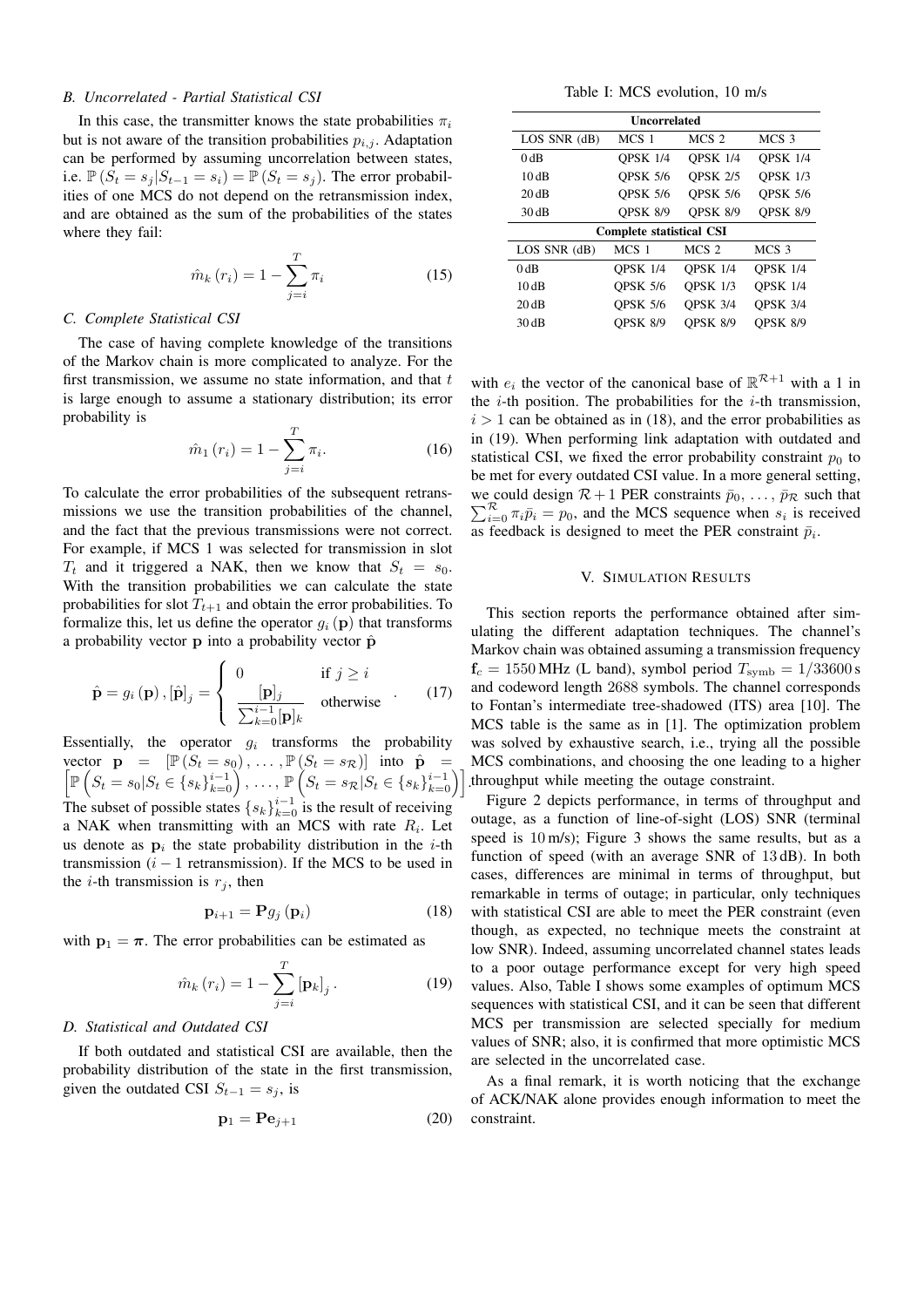### B. Uncorrelated - Partial Statistical CSI

In this case, the transmitter knows the state probabilities $\pi_i$ but is not aware of the transition probabilities $p_{i,j}$. Adaptation can be performed by assuming uncorrelation between states, i.e. $\mathbb{P}\left(S_t = s_j | S_{t-1} = s_i\right) = \mathbb{P}\left(S_t = s_j\right)$. The error probabilities of one MCS do not depend on the retransmission index, and are obtained as the sum of the probabilities of the states where they fail:

$$\hat{m}_k\left(r_i\right) = 1 - \sum_{j=i}^{T} \pi_i \tag{15}$$

### C. Complete Statistical CSI

The case of having complete knowledge of the transitions of the Markov chain is more complicated to analyze. For the first transmission, we assume no state information, and that $t$ is large enough to assume a stationary distribution; its error probability is

$$\hat{m}_1\left(r_i\right) = 1 - \sum_{j=i}^{T} \pi_i. \tag{16}$$

To calculate the error probabilities of the subsequent retransmissions we use the transition probabilities of the channel, and the fact that the previous transmissions were not correct. For example, if MCS 1 was selected for transmission in slot $T_t$ and it triggered a NAK, then we know that $S_t = s_0$. With the transition probabilities we can calculate the state probabilities for slot $T_{t+1}$ and obtain the error probabilities. To formalize this, let us define the operator $g_i\left(\mathbf{p}\right)$ that transforms a probability vector $\mathbf{p}$ into a probability vector $\hat{\mathbf{p}}$

$$\hat{\mathbf{p}} = g_i\left(\mathbf{p}\right), \left[\hat{\mathbf{p}}\right]_j = \begin{cases} 0 & \text{if } j \geq i \\ \dfrac{[\mathbf{p}]_j}{\sum_{k=0}^{i-1}[\mathbf{p}]_k} & \text{otherwise} \end{cases}. \tag{17}$$

Essentially, the operator $g_i$ transforms the probability vector $\mathbf{p} = \left[\mathbb{P}\left(S_t = s_0\right), \ldots, \mathbb{P}\left(S_t = s_{\mathcal{R}}\right)\right]$ into $\hat{\mathbf{p}} = \left[\mathbb{P}\left(S_t = s_0 | S_t \in \{s_k\}_{k=0}^{i-1}\right), \ldots, \mathbb{P}\left(S_t = s_{\mathcal{R}} | S_t \in \{s_k\}_{k=0}^{i-1}\right)\right]$. The subset of possible states $\{s_k\}_{k=0}^{i-1}$ is the result of receiving a NAK when transmitting with an MCS with rate $R_i$. Let us denote as $\mathbf{p}_i$ the state probability distribution in the $i$-th transmission ($i-1$ retransmission). If the MCS to be used in the $i$-th transmission is $r_j$, then

$$\mathbf{p}_{i+1} = \mathbf{P} g_j\left(\mathbf{p}_i\right) \tag{18}$$

with $\mathbf{p}_1 = \boldsymbol{\pi}$. The error probabilities can be estimated as

$$\hat{m}_k\left(r_i\right) = 1 - \sum_{j=i}^{T} \left[\mathbf{p}_k\right]_j. \tag{19}$$

### D. Statistical and Outdated CSI

If both outdated and statistical CSI are available, then the probability distribution of the state in the first transmission, given the outdated CSI $S_{t-1} = s_j$, is

$$\mathbf{p}_1 = \mathbf{P}\mathbf{e}_{j+1} \tag{20}$$

with $e_i$ the vector of the canonical base of $\mathbb{R}^{\mathcal{R}+1}$ with a 1 in the $i$-th position. The probabilities for the $i$-th transmission, $i > 1$ can be obtained as in (18), and the error probabilities as in (19). When performing link adaptation with outdated and statistical CSI, we fixed the error probability constraint $p_0$ to be met for every outdated CSI value. In a more general setting, we could design $\mathcal{R}+1$ PER constraints $\bar{p}_0, \ldots, \bar{p}_{\mathcal{R}}$ such that $\sum_{i=0}^{\mathcal{R}} \pi_i \bar{p}_i = p_0$, and the MCS sequence when $s_i$ is received as feedback is designed to meet the PER constraint $\bar{p}_i$.

Table I: MCS evolution, 10 m/s

| Uncorrelated | | | |
|---|---|---|---|
| LOS SNR (dB) | MCS 1 | MCS 2 | MCS 3 |
| 0 dB | QPSK 1/4 | QPSK 1/4 | QPSK 1/4 |
| 10 dB | QPSK 5/6 | QPSK 2/5 | QPSK 1/3 |
| 20 dB | QPSK 5/6 | QPSK 5/6 | QPSK 5/6 |
| 30 dB | QPSK 8/9 | QPSK 8/9 | QPSK 8/9 |
| **Complete statistical CSI** | | | |
| LOS SNR (dB) | MCS 1 | MCS 2 | MCS 3 |
| 0 dB | QPSK 1/4 | QPSK 1/4 | QPSK 1/4 |
| 10 dB | QPSK 5/6 | QPSK 1/3 | QPSK 1/4 |
| 20 dB | QPSK 5/6 | QPSK 3/4 | QPSK 3/4 |
| 30 dB | QPSK 8/9 | QPSK 8/9 | QPSK 8/9 |

## V. Simulation Results

This section reports the performance obtained after simulating the different adaptation techniques. The channel's Markov chain was obtained assuming a transmission frequency $\mathbf{f}_c = 1550\,\text{MHz}$ (L band), symbol period $T_{\text{symb}} = 1/33600\,\text{s}$ and codeword length 2688 symbols. The channel corresponds to Fontan's intermediate tree-shadowed (ITS) area [10]. The MCS table is the same as in [1]. The optimization problem was solved by exhaustive search, i.e., trying all the possible MCS combinations, and choosing the one leading to a higher throughput while meeting the outage constraint.

Figure 2 depicts performance, in terms of throughput and outage, as a function of line-of-sight (LOS) SNR (terminal speed is 10 m/s); Figure 3 shows the same results, but as a function of speed (with an average SNR of 13 dB). In both cases, differences are minimal in terms of throughput, but remarkable in terms of outage; in particular, only techniques with statistical CSI are able to meet the PER constraint (even though, as expected, no technique meets the constraint at low SNR). Indeed, assuming uncorrelated channel states leads to a poor outage performance except for very high speed values. Also, Table I shows some examples of optimum MCS sequences with statistical CSI, and it can be seen that different MCS per transmission are selected specially for medium values of SNR; also, it is confirmed that more optimistic MCS are selected in the uncorrelated case.

As a final remark, it is worth noticing that the exchange of ACK/NAK alone provides enough information to meet the constraint.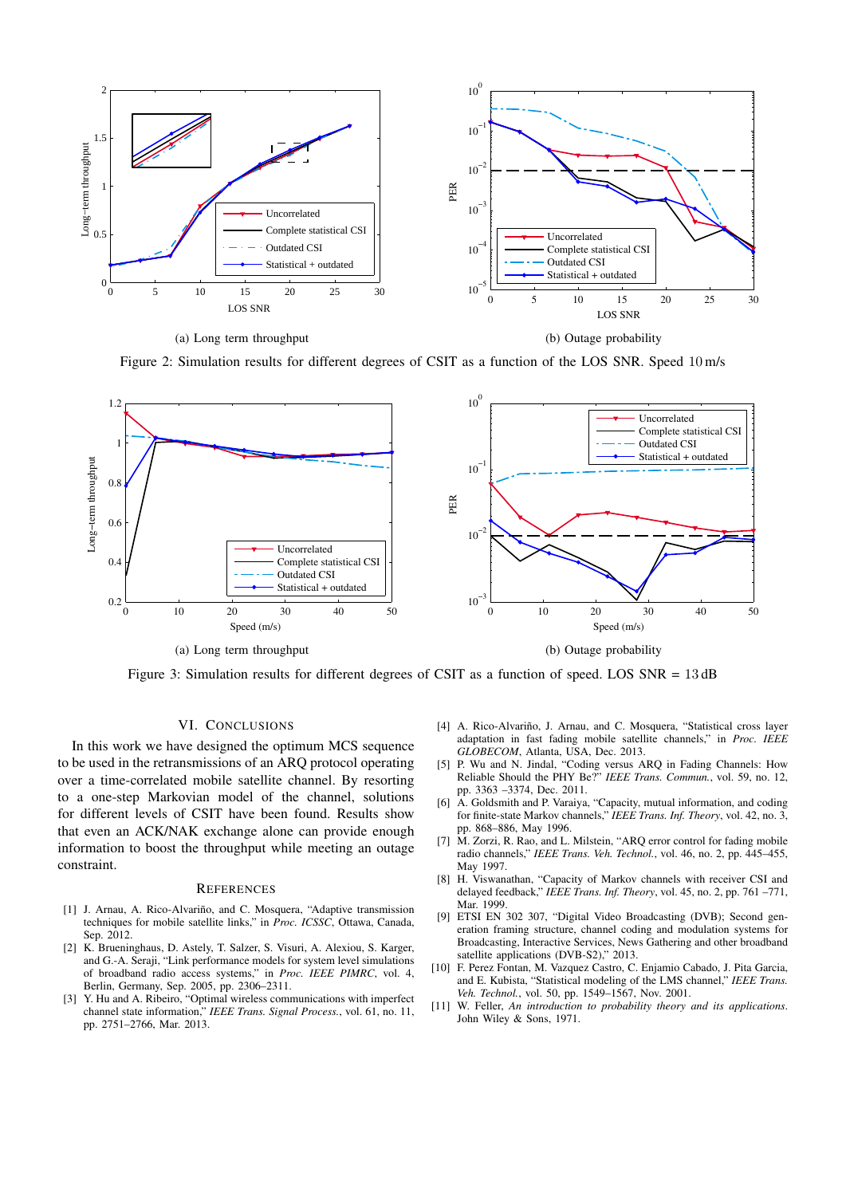(a) Long term throughput

(b) Outage probability

Figure 2: Simulation results for different degrees of CSIT as a function of the LOS SNR. Speed 10 m/s

(a) Long term throughput

(b) Outage probability

Figure 3: Simulation results for different degrees of CSIT as a function of speed. LOS SNR = 13 dB

## VI. Conclusions

In this work we have designed the optimum MCS sequence to be used in the retransmissions of an ARQ protocol operating over a time-correlated mobile satellite channel. By resorting to a one-step Markovian model of the channel, solutions for different levels of CSIT have been found. Results show that even an ACK/NAK exchange alone can provide enough information to boost the throughput while meeting an outage constraint.

## References

[1] J. Arnau, A. Rico-Alvariño, and C. Mosquera, "Adaptive transmission techniques for mobile satellite links," in *Proc. ICSSC*, Ottawa, Canada, Sep. 2012.

[2] K. Brueninghaus, D. Astely, T. Salzer, S. Visuri, A. Alexiou, S. Karger, and G.-A. Seraji, "Link performance models for system level simulations of broadband radio access systems," in *Proc. IEEE PIMRC*, vol. 4, Berlin, Germany, Sep. 2005, pp. 2306–2311.

[3] Y. Hu and A. Ribeiro, "Optimal wireless communications with imperfect channel state information," *IEEE Trans. Signal Process.*, vol. 61, no. 11, pp. 2751–2766, Mar. 2013.

[4] A. Rico-Alvariño, J. Arnau, and C. Mosquera, "Statistical cross layer adaptation in fast fading mobile satellite channels," in *Proc. IEEE GLOBECOM*, Atlanta, USA, Dec. 2013.

[5] P. Wu and N. Jindal, "Coding versus ARQ in Fading Channels: How Reliable Should the PHY Be?" *IEEE Trans. Commun.*, vol. 59, no. 12, pp. 3363 –3374, Dec. 2011.

[6] A. Goldsmith and P. Varaiya, "Capacity, mutual information, and coding for finite-state Markov channels," *IEEE Trans. Inf. Theory*, vol. 42, no. 3, pp. 868–886, May 1996.

[7] M. Zorzi, R. Rao, and L. Milstein, "ARQ error control for fading mobile radio channels," *IEEE Trans. Veh. Technol.*, vol. 46, no. 2, pp. 445–455, May 1997.

[8] H. Viswanathan, "Capacity of Markov channels with receiver CSI and delayed feedback," *IEEE Trans. Inf. Theory*, vol. 45, no. 2, pp. 761 –771, Mar. 1999.

[9] ETSI EN 302 307, "Digital Video Broadcasting (DVB); Second generation framing structure, channel coding and modulation systems for Broadcasting, Interactive Services, News Gathering and other broadband satellite applications (DVB-S2)," 2013.

[10] F. Perez Fontan, M. Vazquez Castro, C. Enjamio Cabado, J. Pita Garcia, and E. Kubista, "Statistical modeling of the LMS channel," *IEEE Trans. Veh. Technol.*, vol. 50, pp. 1549–1567, Nov. 2001.

[11] W. Feller, *An introduction to probability theory and its applications*. John Wiley & Sons, 1971.